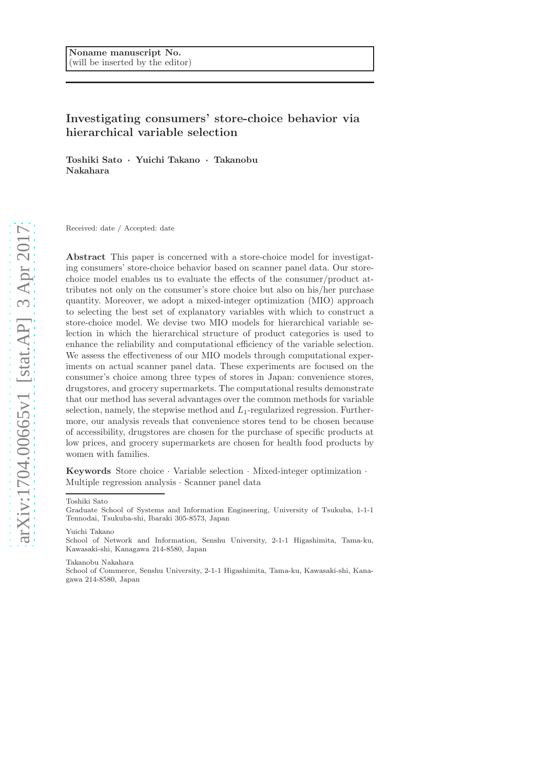Noname manuscript No.
(will be inserted by the editor)

# Investigating consumers' store-choice behavior via hierarchical variable selection

**Toshiki Sato · Yuichi Takano · Takanobu Nakahara**

Received: date / Accepted: date

**Abstract** This paper is concerned with a store-choice model for investigating consumers' store-choice behavior based on scanner panel data. Our store-choice model enables us to evaluate the effects of the consumer/product attributes not only on the consumer's store choice but also on his/her purchase quantity. Moreover, we adopt a mixed-integer optimization (MIO) approach to selecting the best set of explanatory variables with which to construct a store-choice model. We devise two MIO models for hierarchical variable selection in which the hierarchical structure of product categories is used to enhance the reliability and computational efficiency of the variable selection. We assess the effectiveness of our MIO models through computational experiments on actual scanner panel data. These experiments are focused on the consumer's choice among three types of stores in Japan: convenience stores, drugstores, and grocery supermarkets. The computational results demonstrate that our method has several advantages over the common methods for variable selection, namely, the stepwise method and $L_1$-regularized regression. Furthermore, our analysis reveals that convenience stores tend to be chosen because of accessibility, drugstores are chosen for the purchase of specific products at low prices, and grocery supermarkets are chosen for health food products by women with families.

**Keywords** Store choice · Variable selection · Mixed-integer optimization · Multiple regression analysis · Scanner panel data

Toshiki Sato
Graduate School of Systems and Information Engineering, University of Tsukuba, 1-1-1 Tennodai, Tsukuba-shi, Ibaraki 305-8573, Japan

Yuichi Takano
School of Network and Information, Senshu University, 2-1-1 Higashimita, Tama-ku, Kawasaki-shi, Kanagawa 214-8580, Japan

Takanobu Nakahara
School of Commerce, Senshu University, 2-1-1 Higashimita, Tama-ku, Kawasaki-shi, Kanagawa 214-8580, Japan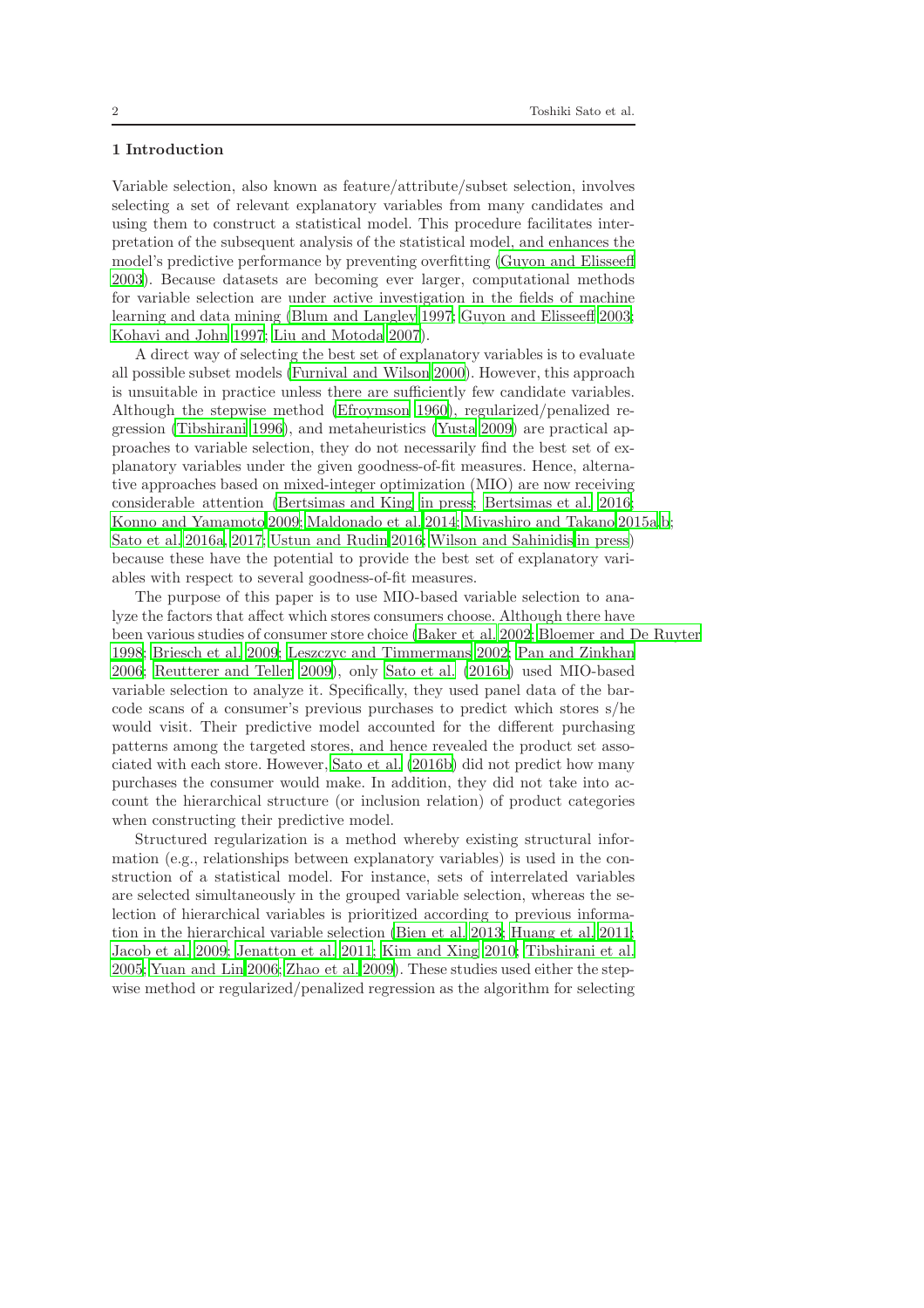## 1 Introduction

Variable selection, also known as feature/attribute/subset selection, involves selecting a set of relevant explanatory variables from many candidates and using them to construct a statistical model. This procedure facilitates interpretation of the subsequent analysis of the statistical model, and enhances the model's predictive performance by preventing overfitting (Guyon and Elisseeff 2003). Because datasets are becoming ever larger, computational methods for variable selection are under active investigation in the fields of machine learning and data mining (Blum and Langley 1997; Guyon and Elisseeff 2003; Kohavi and John 1997; Liu and Motoda 2007).

A direct way of selecting the best set of explanatory variables is to evaluate all possible subset models (Furnival and Wilson 2000). However, this approach is unsuitable in practice unless there are sufficiently few candidate variables. Although the stepwise method (Efroymson 1960), regularized/penalized regression (Tibshirani 1996), and metaheuristics (Yusta 2009) are practical approaches to variable selection, they do not necessarily find the best set of explanatory variables under the given goodness-of-fit measures. Hence, alternative approaches based on mixed-integer optimization (MIO) are now receiving considerable attention (Bertsimas and King in press; Bertsimas et al. 2016; Konno and Yamamoto 2009; Maldonado et al. 2014; Miyashiro and Takano 2015a,b; Sato et al. 2016a, 2017; Ustun and Rudin 2016; Wilson and Sahinidis in press) because these have the potential to provide the best set of explanatory variables with respect to several goodness-of-fit measures.

The purpose of this paper is to use MIO-based variable selection to analyze the factors that affect which stores consumers choose. Although there have been various studies of consumer store choice (Baker et al. 2002; Bloemer and De Ruyter 1998; Briesch et al. 2009; Leszczyc and Timmermans 2002; Pan and Zinkhan 2006; Reutterer and Teller 2009), only Sato et al. (2016b) used MIO-based variable selection to analyze it. Specifically, they used panel data of the barcode scans of a consumer's previous purchases to predict which stores s/he would visit. Their predictive model accounted for the different purchasing patterns among the targeted stores, and hence revealed the product set associated with each store. However, Sato et al. (2016b) did not predict how many purchases the consumer would make. In addition, they did not take into account the hierarchical structure (or inclusion relation) of product categories when constructing their predictive model.

Structured regularization is a method whereby existing structural information (e.g., relationships between explanatory variables) is used in the construction of a statistical model. For instance, sets of interrelated variables are selected simultaneously in the grouped variable selection, whereas the selection of hierarchical variables is prioritized according to previous information in the hierarchical variable selection (Bien et al. 2013; Huang et al. 2011; Jacob et al. 2009; Jenatton et al. 2011; Kim and Xing 2010; Tibshirani et al. 2005; Yuan and Lin 2006; Zhao et al. 2009). These studies used either the stepwise method or regularized/penalized regression as the algorithm for selecting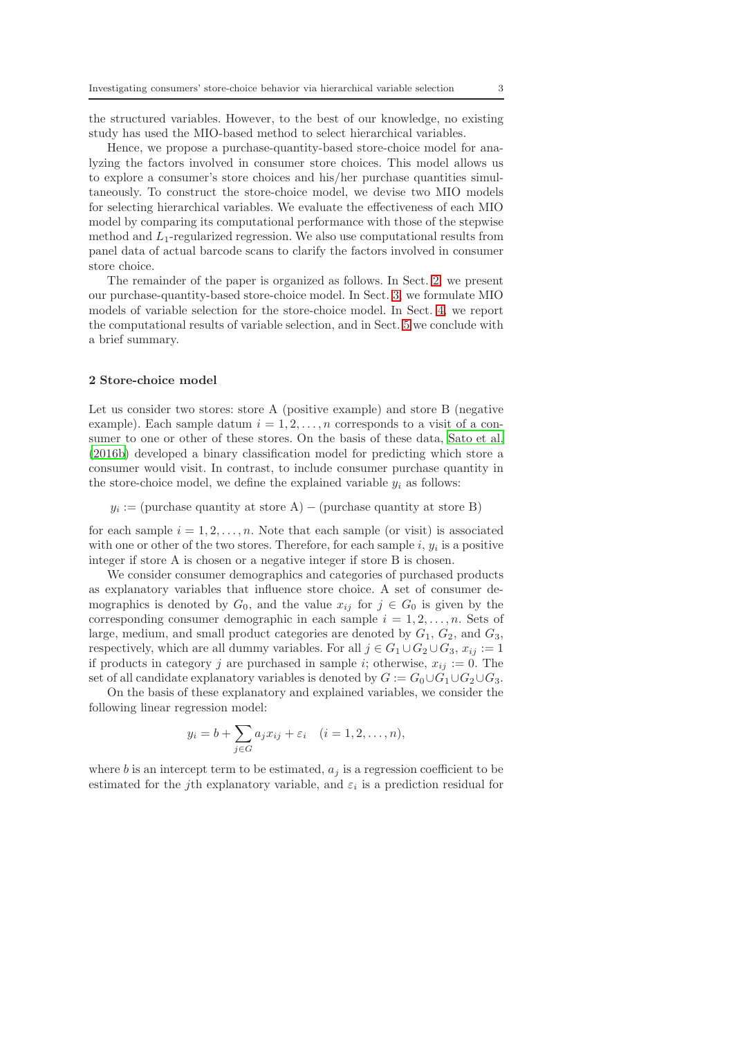the structured variables. However, to the best of our knowledge, no existing study has used the MIO-based method to select hierarchical variables.

Hence, we propose a purchase-quantity-based store-choice model for analyzing the factors involved in consumer store choices. This model allows us to explore a consumer's store choices and his/her purchase quantities simultaneously. To construct the store-choice model, we devise two MIO models for selecting hierarchical variables. We evaluate the effectiveness of each MIO model by comparing its computational performance with those of the stepwise method and $L_1$-regularized regression. We also use computational results from panel data of actual barcode scans to clarify the factors involved in consumer store choice.

The remainder of the paper is organized as follows. In Sect. 2, we present our purchase-quantity-based store-choice model. In Sect. 3, we formulate MIO models of variable selection for the store-choice model. In Sect. 4, we report the computational results of variable selection, and in Sect. 5 we conclude with a brief summary.

## 2 Store-choice model

Let us consider two stores: store A (positive example) and store B (negative example). Each sample datum $i = 1, 2, \ldots, n$ corresponds to a visit of a consumer to one or other of these stores. On the basis of these data, Sato et al. (2016b) developed a binary classification model for predicting which store a consumer would visit. In contrast, to include consumer purchase quantity in the store-choice model, we define the explained variable $y_i$ as follows:

$$y_i := \text{(purchase quantity at store A)} - \text{(purchase quantity at store B)}$$

for each sample $i = 1, 2, \ldots, n$. Note that each sample (or visit) is associated with one or other of the two stores. Therefore, for each sample $i$, $y_i$ is a positive integer if store A is chosen or a negative integer if store B is chosen.

We consider consumer demographics and categories of purchased products as explanatory variables that influence store choice. A set of consumer demographics is denoted by $G_0$, and the value $x_{ij}$ for $j \in G_0$ is given by the corresponding consumer demographic in each sample $i = 1, 2, \ldots, n$. Sets of large, medium, and small product categories are denoted by $G_1$, $G_2$, and $G_3$, respectively, which are all dummy variables. For all $j \in G_1 \cup G_2 \cup G_3$, $x_{ij} := 1$ if products in category $j$ are purchased in sample $i$; otherwise, $x_{ij} := 0$. The set of all candidate explanatory variables is denoted by $G := G_0 \cup G_1 \cup G_2 \cup G_3$.

On the basis of these explanatory and explained variables, we consider the following linear regression model:

$$y_i = b + \sum_{j \in G} a_j x_{ij} + \varepsilon_i \quad (i = 1, 2, \ldots, n),$$

where $b$ is an intercept term to be estimated, $a_j$ is a regression coefficient to be estimated for the $j$th explanatory variable, and $\varepsilon_i$ is a prediction residual for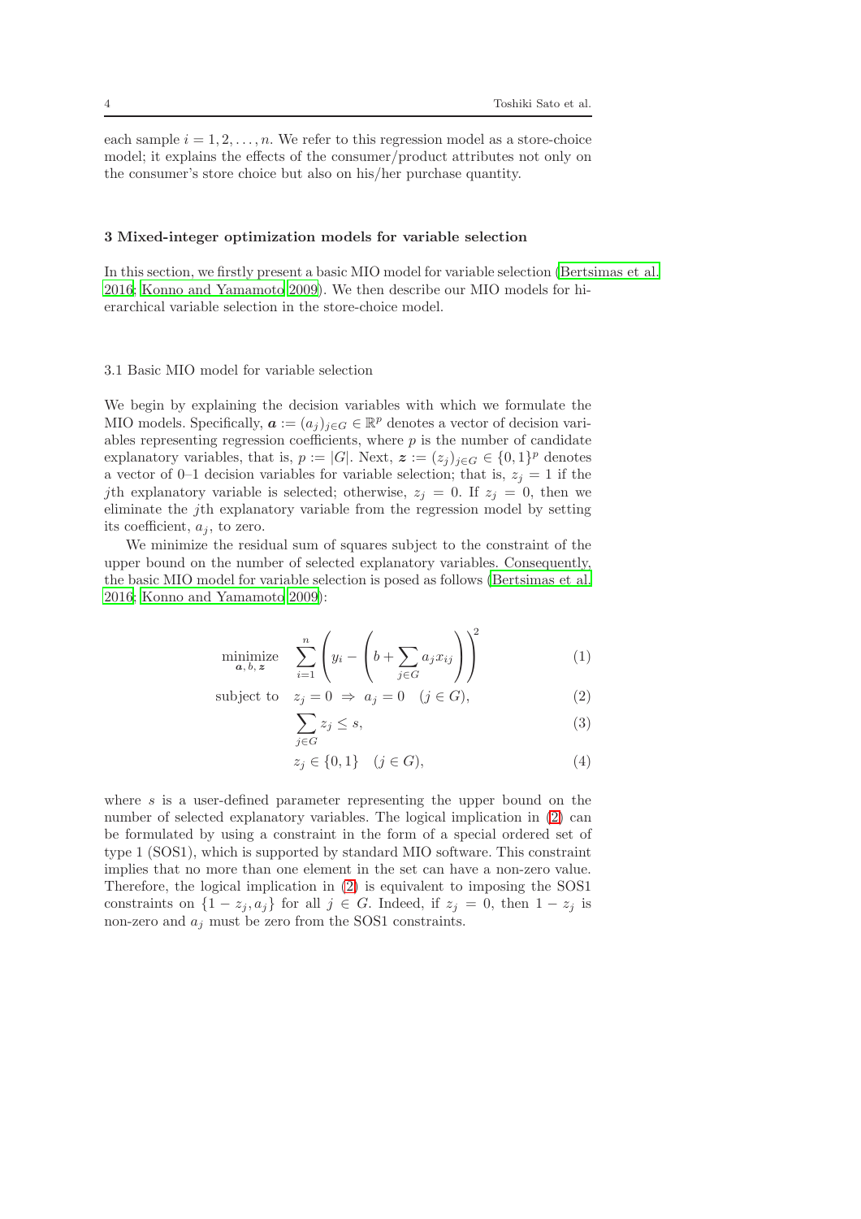each sample $i = 1, 2, \ldots, n$. We refer to this regression model as a store-choice model; it explains the effects of the consumer/product attributes not only on the consumer's store choice but also on his/her purchase quantity.

## 3 Mixed-integer optimization models for variable selection

In this section, we firstly present a basic MIO model for variable selection (Bertsimas et al. 2016; Konno and Yamamoto 2009). We then describe our MIO models for hierarchical variable selection in the store-choice model.

### 3.1 Basic MIO model for variable selection

We begin by explaining the decision variables with which we formulate the MIO models. Specifically, $\boldsymbol{a} := (a_j)_{j \in G} \in \mathbb{R}^p$ denotes a vector of decision variables representing regression coefficients, where $p$ is the number of candidate explanatory variables, that is, $p := |G|$. Next, $\boldsymbol{z} := (z_j)_{j \in G} \in \{0,1\}^p$ denotes a vector of 0–1 decision variables for variable selection; that is, $z_j = 1$ if the $j$th explanatory variable is selected; otherwise, $z_j = 0$. If $z_j = 0$, then we eliminate the $j$th explanatory variable from the regression model by setting its coefficient, $a_j$, to zero.

We minimize the residual sum of squares subject to the constraint of the upper bound on the number of selected explanatory variables. Consequently, the basic MIO model for variable selection is posed as follows (Bertsimas et al. 2016; Konno and Yamamoto 2009):

$$
\begin{aligned}
\underset{\boldsymbol{a},\, b,\, \boldsymbol{z}}{\text{minimize}} \quad & \sum_{i=1}^{n} \left( y_i - \left( b + \sum_{j \in G} a_j x_{ij} \right) \right)^2 && (1) \\
\text{subject to} \quad & z_j = 0 \ \Rightarrow \ a_j = 0 \quad (j \in G), && (2) \\
& \sum_{j \in G} z_j \le s, && (3) \\
& z_j \in \{0,1\} \quad (j \in G), && (4)
\end{aligned}
$$

where $s$ is a user-defined parameter representing the upper bound on the number of selected explanatory variables. The logical implication in (2) can be formulated by using a constraint in the form of a special ordered set of type 1 (SOS1), which is supported by standard MIO software. This constraint implies that no more than one element in the set can have a non-zero value. Therefore, the logical implication in (2) is equivalent to imposing the SOS1 constraints on $\{1 - z_j, a_j\}$ for all $j \in G$. Indeed, if $z_j = 0$, then $1 - z_j$ is non-zero and $a_j$ must be zero from the SOS1 constraints.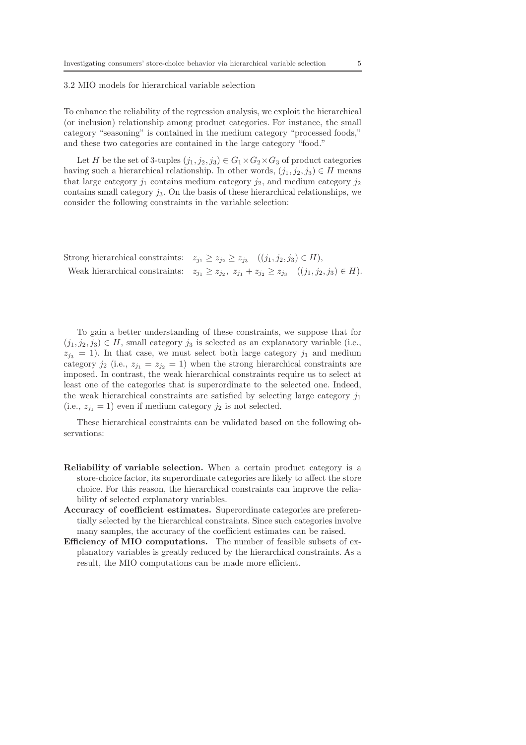### 3.2 MIO models for hierarchical variable selection

To enhance the reliability of the regression analysis, we exploit the hierarchical (or inclusion) relationship among product categories. For instance, the small category "seasoning" is contained in the medium category "processed foods," and these two categories are contained in the large category "food."

Let $H$ be the set of 3-tuples $(j_1, j_2, j_3) \in G_1 \times G_2 \times G_3$ of product categories having such a hierarchical relationship. In other words, $(j_1, j_2, j_3) \in H$ means that large category $j_1$ contains medium category $j_2$, and medium category $j_2$ contains small category $j_3$. On the basis of these hierarchical relationships, we consider the following constraints in the variable selection:

$$\text{Strong hierarchical constraints:} \quad z_{j_1} \geq z_{j_2} \geq z_{j_3} \quad ((j_1, j_2, j_3) \in H),$$

$$\text{Weak hierarchical constraints:} \quad z_{j_1} \geq z_{j_2}, \; z_{j_1} + z_{j_2} \geq z_{j_3} \quad ((j_1, j_2, j_3) \in H).$$

To gain a better understanding of these constraints, we suppose that for $(j_1, j_2, j_3) \in H$, small category $j_3$ is selected as an explanatory variable (i.e., $z_{j_3} = 1$). In that case, we must select both large category $j_1$ and medium category $j_2$ (i.e., $z_{j_1} = z_{j_2} = 1$) when the strong hierarchical constraints are imposed. In contrast, the weak hierarchical constraints require us to select at least one of the categories that is superordinate to the selected one. Indeed, the weak hierarchical constraints are satisfied by selecting large category $j_1$ (i.e., $z_{j_1} = 1$) even if medium category $j_2$ is not selected.

These hierarchical constraints can be validated based on the following observations:

- **Reliability of variable selection.** When a certain product category is a store-choice factor, its superordinate categories are likely to affect the store choice. For this reason, the hierarchical constraints can improve the reliability of selected explanatory variables.
- **Accuracy of coefficient estimates.** Superordinate categories are preferentially selected by the hierarchical constraints. Since such categories involve many samples, the accuracy of the coefficient estimates can be raised.
- **Efficiency of MIO computations.** The number of feasible subsets of explanatory variables is greatly reduced by the hierarchical constraints. As a result, the MIO computations can be made more efficient.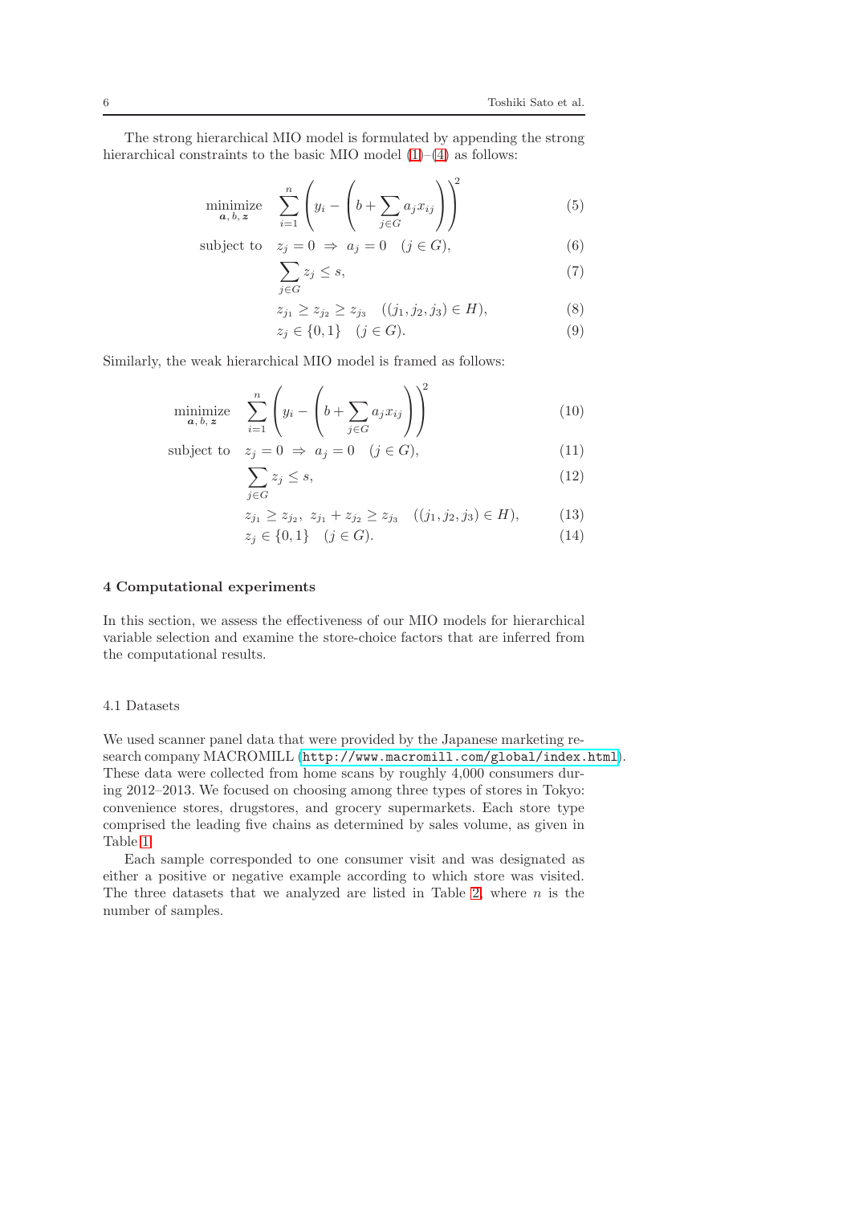The strong hierarchical MIO model is formulated by appending the strong hierarchical constraints to the basic MIO model (1)–(4) as follows:

$$\underset{\boldsymbol{a},\,b,\,\boldsymbol{z}}{\text{minimize}} \quad \sum_{i=1}^{n} \left( y_i - \left( b + \sum_{j \in G} a_j x_{ij} \right) \right)^2 \tag{5}$$

$$\text{subject to} \quad z_j = 0 \;\Rightarrow\; a_j = 0 \quad (j \in G), \tag{6}$$

$$\sum_{j \in G} z_j \leq s, \tag{7}$$

$$z_{j_1} \geq z_{j_2} \geq z_{j_3} \quad ((j_1, j_2, j_3) \in H), \tag{8}$$

$$z_j \in \{0, 1\} \quad (j \in G). \tag{9}$$

Similarly, the weak hierarchical MIO model is framed as follows:

$$\underset{\boldsymbol{a},\,b,\,\boldsymbol{z}}{\text{minimize}} \quad \sum_{i=1}^{n} \left( y_i - \left( b + \sum_{j \in G} a_j x_{ij} \right) \right)^2 \tag{10}$$

$$\text{subject to} \quad z_j = 0 \;\Rightarrow\; a_j = 0 \quad (j \in G), \tag{11}$$

$$\sum_{j \in G} z_j \leq s, \tag{12}$$

$$z_{j_1} \geq z_{j_2}, \; z_{j_1} + z_{j_2} \geq z_{j_3} \quad ((j_1, j_2, j_3) \in H), \tag{13}$$

$$z_j \in \{0, 1\} \quad (j \in G). \tag{14}$$

## 4 Computational experiments

In this section, we assess the effectiveness of our MIO models for hierarchical variable selection and examine the store-choice factors that are inferred from the computational results.

### 4.1 Datasets

We used scanner panel data that were provided by the Japanese marketing research company MACROMILL (http://www.macromill.com/global/index.html). These data were collected from home scans by roughly 4,000 consumers during 2012–2013. We focused on choosing among three types of stores in Tokyo: convenience stores, drugstores, and grocery supermarkets. Each store type comprised the leading five chains as determined by sales volume, as given in Table 1.

Each sample corresponded to one consumer visit and was designated as either a positive or negative example according to which store was visited. The three datasets that we analyzed are listed in Table 2, where $n$ is the number of samples.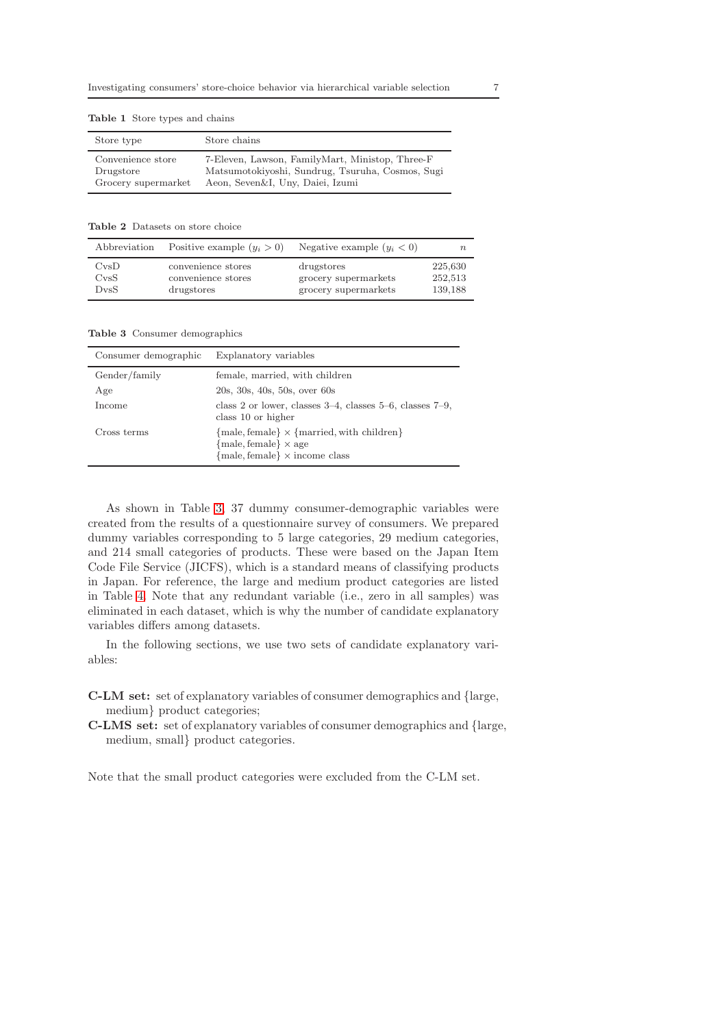**Table 1** Store types and chains

| Store type | Store chains |
|---|---|
| Convenience store | 7-Eleven, Lawson, FamilyMart, Ministop, Three-F |
| Drugstore | Matsumotokiyoshi, Sundrug, Tsuruha, Cosmos, Sugi |
| Grocery supermarket | Aeon, Seven&I, Uny, Daiei, Izumi |

**Table 2** Datasets on store choice

| Abbreviation | Positive example ($y_i > 0$) | Negative example ($y_i < 0$) | $n$ |
|---|---|---|---|
| CvsD | convenience stores | drugstores | 225,630 |
| CvsS | convenience stores | grocery supermarkets | 252,513 |
| DvsS | drugstores | grocery supermarkets | 139,188 |

**Table 3** Consumer demographics

| Consumer demographic | Explanatory variables |
|---|---|
| Gender/family | female, married, with children |
| Age | 20s, 30s, 40s, 50s, over 60s |
| Income | class 2 or lower, classes 3–4, classes 5–6, classes 7–9, class 10 or higher |
| Cross terms | $\{\text{male}, \text{female}\} \times \{\text{married}, \text{with children}\}$<br>$\{\text{male}, \text{female}\} \times$ age<br>$\{\text{male}, \text{female}\} \times$ income class |

As shown in Table 3, 37 dummy consumer-demographic variables were created from the results of a questionnaire survey of consumers. We prepared dummy variables corresponding to 5 large categories, 29 medium categories, and 214 small categories of products. These were based on the Japan Item Code File Service (JICFS), which is a standard means of classifying products in Japan. For reference, the large and medium product categories are listed in Table 4. Note that any redundant variable (i.e., zero in all samples) was eliminated in each dataset, which is why the number of candidate explanatory variables differs among datasets.

In the following sections, we use two sets of candidate explanatory variables:

**C-LM set:** set of explanatory variables of consumer demographics and {large, medium} product categories;

**C-LMS set:** set of explanatory variables of consumer demographics and {large, medium, small} product categories.

Note that the small product categories were excluded from the C-LM set.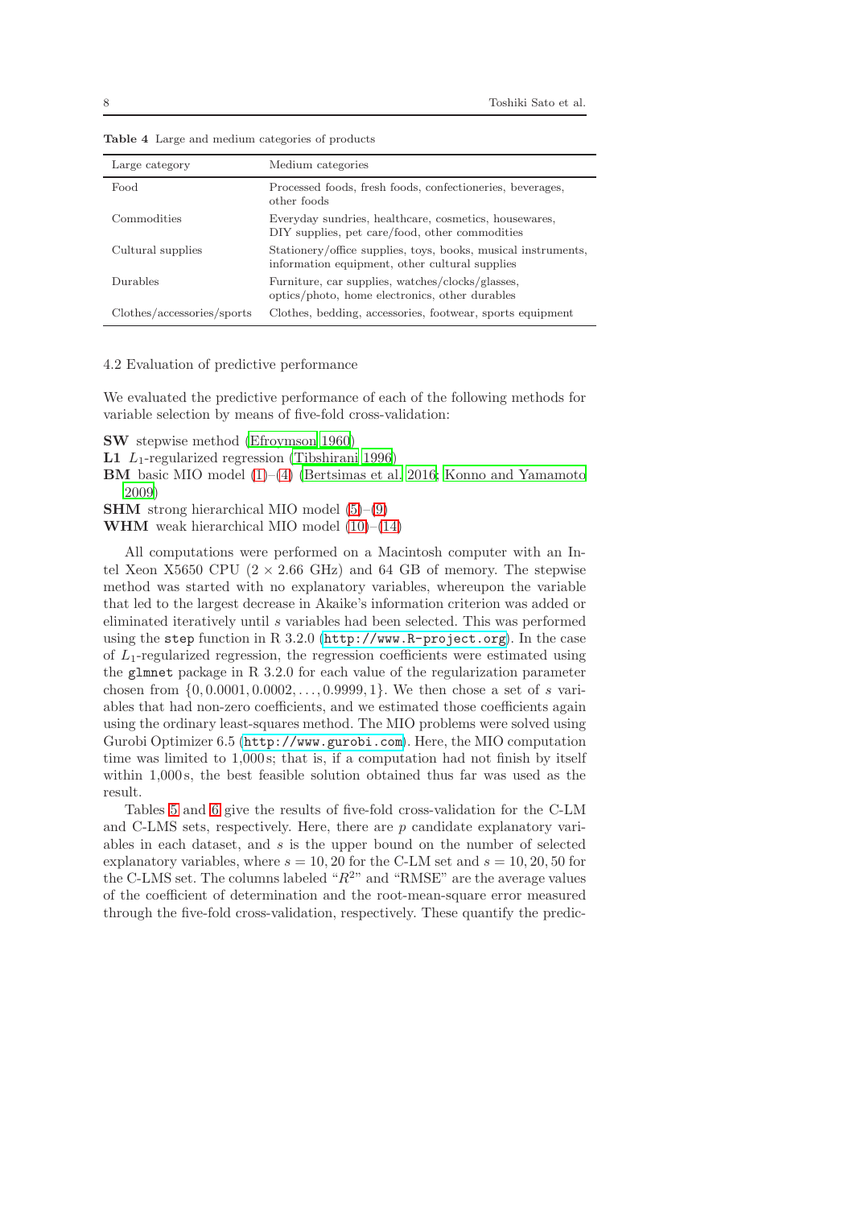**Table 4** Large and medium categories of products

| Large category | Medium categories |
|---|---|
| Food | Processed foods, fresh foods, confectioneries, beverages, other foods |
| Commodities | Everyday sundries, healthcare, cosmetics, housewares, DIY supplies, pet care/food, other commodities |
| Cultural supplies | Stationery/office supplies, toys, books, musical instruments, information equipment, other cultural supplies |
| Durables | Furniture, car supplies, watches/clocks/glasses, optics/photo, home electronics, other durables |
| Clothes/accessories/sports | Clothes, bedding, accessories, footwear, sports equipment |

### 4.2 Evaluation of predictive performance

We evaluated the predictive performance of each of the following methods for variable selection by means of five-fold cross-validation:

**SW** stepwise method (Efroymson 1960)
**L1** $L_1$-regularized regression (Tibshirani 1996)
**BM** basic MIO model (1)–(4) (Bertsimas et al. 2016; Konno and Yamamoto 2009)
**SHM** strong hierarchical MIO model (5)–(9)
**WHM** weak hierarchical MIO model (10)–(14)

All computations were performed on a Macintosh computer with an Intel Xeon X5650 CPU ($2 \times 2.66$ GHz) and 64 GB of memory. The stepwise method was started with no explanatory variables, whereupon the variable that led to the largest decrease in Akaike's information criterion was added or eliminated iteratively until $s$ variables had been selected. This was performed using the `step` function in R 3.2.0 (`http://www.R-project.org`). In the case of $L_1$-regularized regression, the regression coefficients were estimated using the `glmnet` package in R 3.2.0 for each value of the regularization parameter chosen from $\{0, 0.0001, 0.0002, \dots, 0.9999, 1\}$. We then chose a set of $s$ variables that had non-zero coefficients, and we estimated those coefficients again using the ordinary least-squares method. The MIO problems were solved using Gurobi Optimizer 6.5 (`http://www.gurobi.com`). Here, the MIO computation time was limited to 1,000 s; that is, if a computation had not finish by itself within 1,000 s, the best feasible solution obtained thus far was used as the result.

Tables 5 and 6 give the results of five-fold cross-validation for the C-LM and C-LMS sets, respectively. Here, there are $p$ candidate explanatory variables in each dataset, and $s$ is the upper bound on the number of selected explanatory variables, where $s = 10, 20$ for the C-LM set and $s = 10, 20, 50$ for the C-LMS set. The columns labeled "$R^2$" and "RMSE" are the average values of the coefficient of determination and the root-mean-square error measured through the five-fold cross-validation, respectively. These quantify the predic-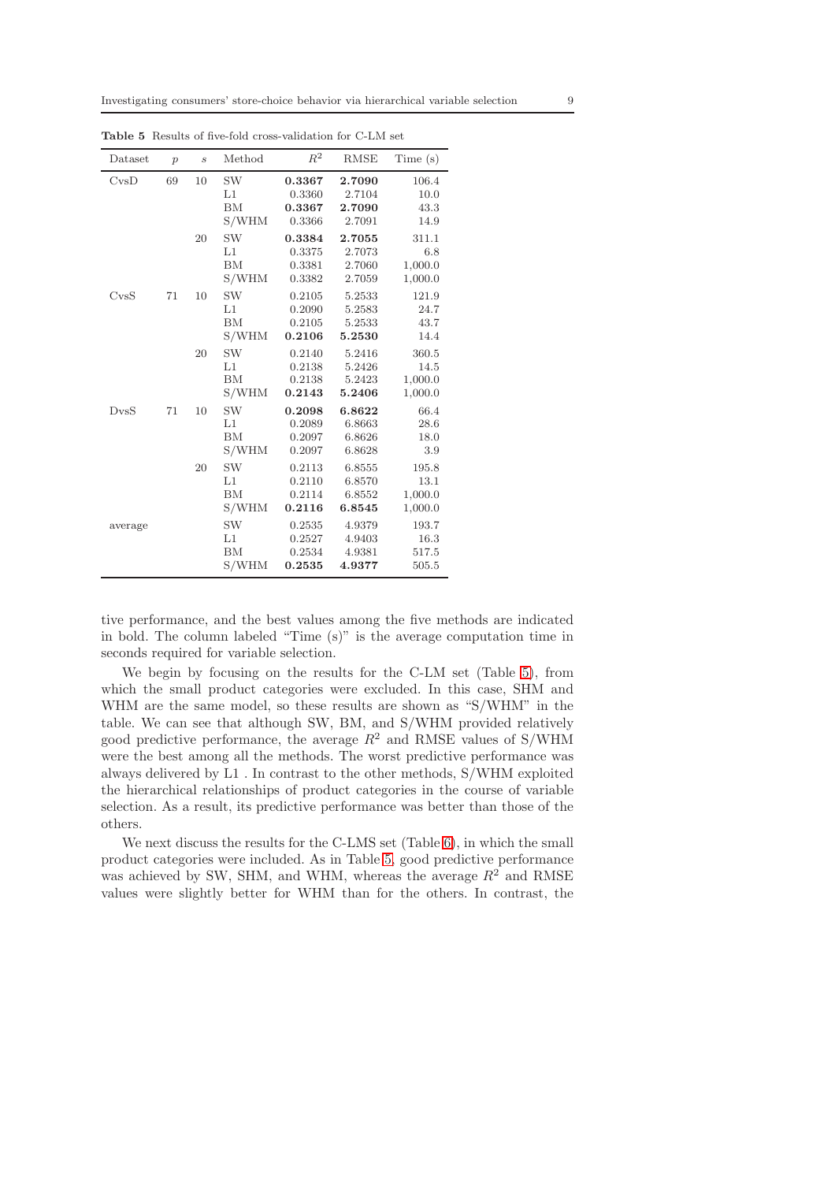**Table 5** Results of five-fold cross-validation for C-LM set

| Dataset | $p$ | $s$ | Method | $R^2$ | RMSE | Time (s) |
|---|---|---|---|---|---|---|
| CvsD | 69 | 10 | SW | **0.3367** | **2.7090** | 106.4 |
| | | | L1 | 0.3360 | 2.7104 | 10.0 |
| | | | BM | **0.3367** | **2.7090** | 43.3 |
| | | | S/WHM | 0.3366 | 2.7091 | 14.9 |
| | | 20 | SW | **0.3384** | **2.7055** | 311.1 |
| | | | L1 | 0.3375 | 2.7073 | 6.8 |
| | | | BM | 0.3381 | 2.7060 | 1,000.0 |
| | | | S/WHM | 0.3382 | 2.7059 | 1,000.0 |
| CvsS | 71 | 10 | SW | 0.2105 | 5.2533 | 121.9 |
| | | | L1 | 0.2090 | 5.2583 | 24.7 |
| | | | BM | 0.2105 | 5.2533 | 43.7 |
| | | | S/WHM | **0.2106** | **5.2530** | 14.4 |
| | | 20 | SW | 0.2140 | 5.2416 | 360.5 |
| | | | L1 | 0.2138 | 5.2426 | 14.5 |
| | | | BM | 0.2138 | 5.2423 | 1,000.0 |
| | | | S/WHM | **0.2143** | **5.2406** | 1,000.0 |
| DvsS | 71 | 10 | SW | **0.2098** | **6.8622** | 66.4 |
| | | | L1 | 0.2089 | 6.8663 | 28.6 |
| | | | BM | 0.2097 | 6.8626 | 18.0 |
| | | | S/WHM | 0.2097 | 6.8628 | 3.9 |
| | | 20 | SW | 0.2113 | 6.8555 | 195.8 |
| | | | L1 | 0.2110 | 6.8570 | 13.1 |
| | | | BM | 0.2114 | 6.8552 | 1,000.0 |
| | | | S/WHM | **0.2116** | **6.8545** | 1,000.0 |
| average | | | SW | 0.2535 | 4.9379 | 193.7 |
| | | | L1 | 0.2527 | 4.9403 | 16.3 |
| | | | BM | 0.2534 | 4.9381 | 517.5 |
| | | | S/WHM | **0.2535** | **4.9377** | 505.5 |

tive performance, and the best values among the five methods are indicated in bold. The column labeled "Time (s)" is the average computation time in seconds required for variable selection.

We begin by focusing on the results for the C-LM set (Table 5), from which the small product categories were excluded. In this case, SHM and WHM are the same model, so these results are shown as "S/WHM" in the table. We can see that although SW, BM, and S/WHM provided relatively good predictive performance, the average $R^2$ and RMSE values of S/WHM were the best among all the methods. The worst predictive performance was always delivered by L1 . In contrast to the other methods, S/WHM exploited the hierarchical relationships of product categories in the course of variable selection. As a result, its predictive performance was better than those of the others.

We next discuss the results for the C-LMS set (Table 6), in which the small product categories were included. As in Table 5, good predictive performance was achieved by SW, SHM, and WHM, whereas the average $R^2$ and RMSE values were slightly better for WHM than for the others. In contrast, the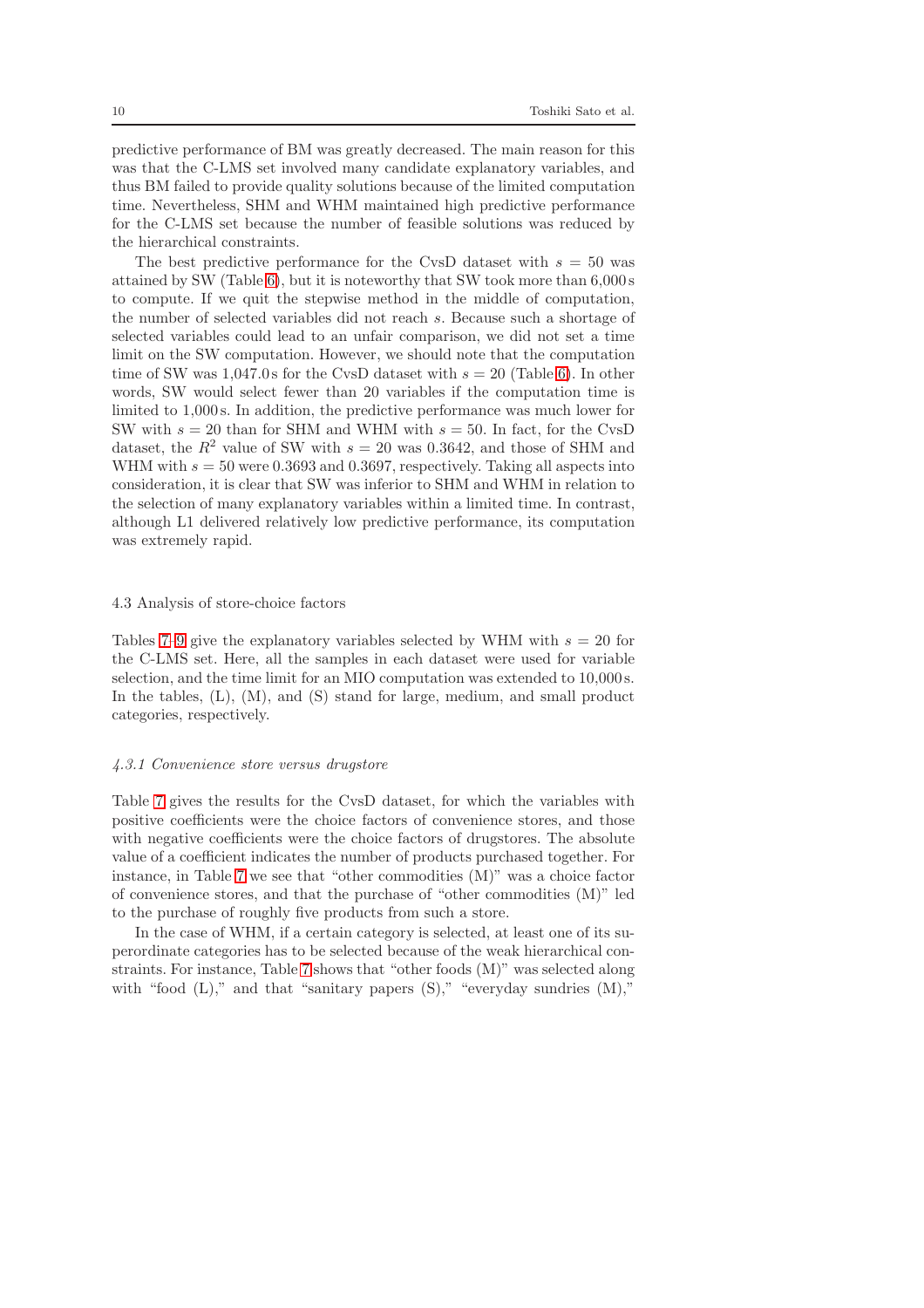predictive performance of BM was greatly decreased. The main reason for this was that the C-LMS set involved many candidate explanatory variables, and thus BM failed to provide quality solutions because of the limited computation time. Nevertheless, SHM and WHM maintained high predictive performance for the C-LMS set because the number of feasible solutions was reduced by the hierarchical constraints.

The best predictive performance for the CvsD dataset with $s = 50$ was attained by SW (Table 6), but it is noteworthy that SW took more than 6,000 s to compute. If we quit the stepwise method in the middle of computation, the number of selected variables did not reach $s$. Because such a shortage of selected variables could lead to an unfair comparison, we did not set a time limit on the SW computation. However, we should note that the computation time of SW was 1,047.0 s for the CvsD dataset with $s = 20$ (Table 6). In other words, SW would select fewer than 20 variables if the computation time is limited to 1,000 s. In addition, the predictive performance was much lower for SW with $s = 20$ than for SHM and WHM with $s = 50$. In fact, for the CvsD dataset, the $R^2$ value of SW with $s = 20$ was 0.3642, and those of SHM and WHM with $s = 50$ were 0.3693 and 0.3697, respectively. Taking all aspects into consideration, it is clear that SW was inferior to SHM and WHM in relation to the selection of many explanatory variables within a limited time. In contrast, although L1 delivered relatively low predictive performance, its computation was extremely rapid.

## 4.3 Analysis of store-choice factors

Tables 7–9 give the explanatory variables selected by WHM with $s = 20$ for the C-LMS set. Here, all the samples in each dataset were used for variable selection, and the time limit for an MIO computation was extended to 10,000 s. In the tables, (L), (M), and (S) stand for large, medium, and small product categories, respectively.

### *4.3.1 Convenience store versus drugstore*

Table 7 gives the results for the CvsD dataset, for which the variables with positive coefficients were the choice factors of convenience stores, and those with negative coefficients were the choice factors of drugstores. The absolute value of a coefficient indicates the number of products purchased together. For instance, in Table 7 we see that "other commodities (M)" was a choice factor of convenience stores, and that the purchase of "other commodities (M)" led to the purchase of roughly five products from such a store.

In the case of WHM, if a certain category is selected, at least one of its superordinate categories has to be selected because of the weak hierarchical constraints. For instance, Table 7 shows that "other foods (M)" was selected along with "food (L)," and that "sanitary papers (S)," "everyday sundries (M),"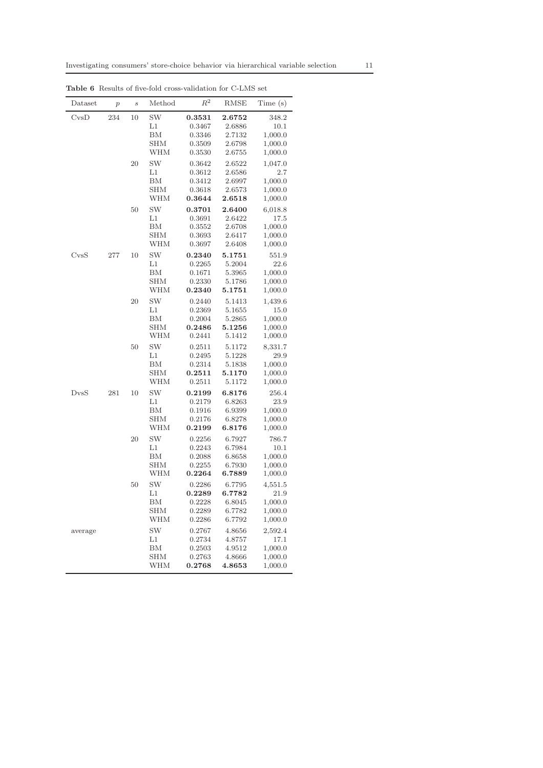**Table 6** Results of five-fold cross-validation for C-LMS set

| Dataset | $p$ | $s$ | Method | $R^2$ | RMSE | Time (s) |
|---|---|---|---|---|---|---|
| CvsD | 234 | 10 | SW | **0.3531** | **2.6752** | 348.2 |
| | | | L1 | 0.3467 | 2.6886 | 10.1 |
| | | | BM | 0.3346 | 2.7132 | 1,000.0 |
| | | | SHM | 0.3509 | 2.6798 | 1,000.0 |
| | | | WHM | 0.3530 | 2.6755 | 1,000.0 |
| | | 20 | SW | 0.3642 | 2.6522 | 1,047.0 |
| | | | L1 | 0.3612 | 2.6586 | 2.7 |
| | | | BM | 0.3412 | 2.6997 | 1,000.0 |
| | | | SHM | 0.3618 | 2.6573 | 1,000.0 |
| | | | WHM | **0.3644** | **2.6518** | 1,000.0 |
| | | 50 | SW | **0.3701** | **2.6400** | 6,018.8 |
| | | | L1 | 0.3691 | 2.6422 | 17.5 |
| | | | BM | 0.3552 | 2.6708 | 1,000.0 |
| | | | SHM | 0.3693 | 2.6417 | 1,000.0 |
| | | | WHM | 0.3697 | 2.6408 | 1,000.0 |
| CvsS | 277 | 10 | SW | **0.2340** | **5.1751** | 551.9 |
| | | | L1 | 0.2265 | 5.2004 | 22.6 |
| | | | BM | 0.1671 | 5.3965 | 1,000.0 |
| | | | SHM | 0.2330 | 5.1786 | 1,000.0 |
| | | | WHM | **0.2340** | **5.1751** | 1,000.0 |
| | | 20 | SW | 0.2440 | 5.1413 | 1,439.6 |
| | | | L1 | 0.2369 | 5.1655 | 15.0 |
| | | | BM | 0.2004 | 5.2865 | 1,000.0 |
| | | | SHM | **0.2486** | **5.1256** | 1,000.0 |
| | | | WHM | 0.2441 | 5.1412 | 1,000.0 |
| | | 50 | SW | 0.2511 | 5.1172 | 8,331.7 |
| | | | L1 | 0.2495 | 5.1228 | 29.9 |
| | | | BM | 0.2314 | 5.1838 | 1,000.0 |
| | | | SHM | **0.2511** | **5.1170** | 1,000.0 |
| | | | WHM | 0.2511 | 5.1172 | 1,000.0 |
| DvsS | 281 | 10 | SW | **0.2199** | **6.8176** | 256.4 |
| | | | L1 | 0.2179 | 6.8263 | 23.9 |
| | | | BM | 0.1916 | 6.9399 | 1,000.0 |
| | | | SHM | 0.2176 | 6.8278 | 1,000.0 |
| | | | WHM | **0.2199** | **6.8176** | 1,000.0 |
| | | 20 | SW | 0.2256 | 6.7927 | 786.7 |
| | | | L1 | 0.2243 | 6.7984 | 10.1 |
| | | | BM | 0.2088 | 6.8658 | 1,000.0 |
| | | | SHM | 0.2255 | 6.7930 | 1,000.0 |
| | | | WHM | **0.2264** | **6.7889** | 1,000.0 |
| | | 50 | SW | 0.2286 | 6.7795 | 4,551.5 |
| | | | L1 | **0.2289** | **6.7782** | 21.9 |
| | | | BM | 0.2228 | 6.8045 | 1,000.0 |
| | | | SHM | 0.2289 | 6.7782 | 1,000.0 |
| | | | WHM | 0.2286 | 6.7792 | 1,000.0 |
| average | | | SW | 0.2767 | 4.8656 | 2,592.4 |
| | | | L1 | 0.2734 | 4.8757 | 17.1 |
| | | | BM | 0.2503 | 4.9512 | 1,000.0 |
| | | | SHM | 0.2763 | 4.8666 | 1,000.0 |
| | | | WHM | **0.2768** | **4.8653** | 1,000.0 |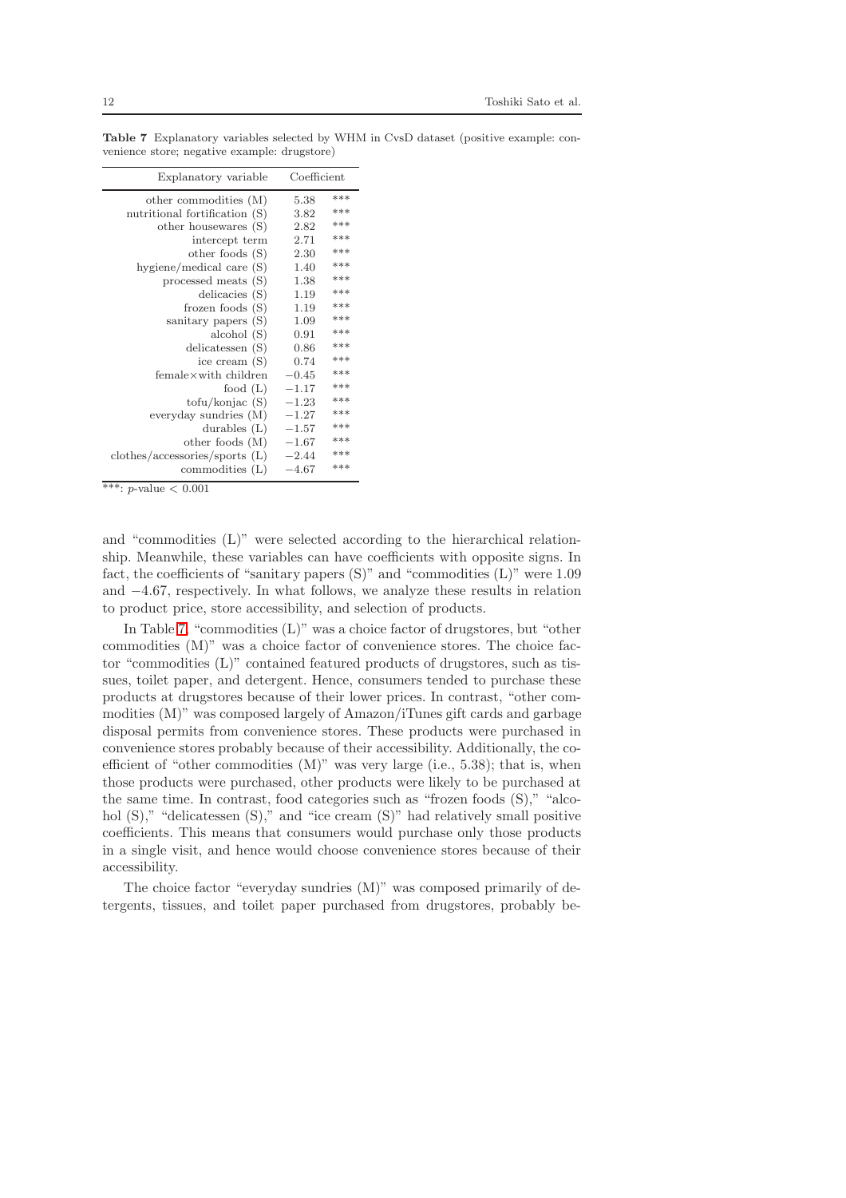**Table 7** Explanatory variables selected by WHM in CvsD dataset (positive example: convenience store; negative example: drugstore)

| Explanatory variable | Coefficient | |
|---|---|---|
| other commodities (M) | 5.38 | *** |
| nutritional fortification (S) | 3.82 | *** |
| other housewares (S) | 2.82 | *** |
| intercept term | 2.71 | *** |
| other foods (S) | 2.30 | *** |
| hygiene/medical care (S) | 1.40 | *** |
| processed meats (S) | 1.38 | *** |
| delicacies (S) | 1.19 | *** |
| frozen foods (S) | 1.19 | *** |
| sanitary papers (S) | 1.09 | *** |
| alcohol (S) | 0.91 | *** |
| delicatessen (S) | 0.86 | *** |
| ice cream (S) | 0.74 | *** |
| female×with children | −0.45 | *** |
| food (L) | −1.17 | *** |
| tofu/konjac (S) | −1.23 | *** |
| everyday sundries (M) | −1.27 | *** |
| durables (L) | −1.57 | *** |
| other foods (M) | −1.67 | *** |
| clothes/accessories/sports (L) | −2.44 | *** |
| commodities (L) | −4.67 | *** |

***: $p$-value $< 0.001$

and "commodities (L)" were selected according to the hierarchical relationship. Meanwhile, these variables can have coefficients with opposite signs. In fact, the coefficients of "sanitary papers (S)" and "commodities (L)" were 1.09 and −4.67, respectively. In what follows, we analyze these results in relation to product price, store accessibility, and selection of products.

In Table 7, "commodities (L)" was a choice factor of drugstores, but "other commodities (M)" was a choice factor of convenience stores. The choice factor "commodities (L)" contained featured products of drugstores, such as tissues, toilet paper, and detergent. Hence, consumers tended to purchase these products at drugstores because of their lower prices. In contrast, "other commodities (M)" was composed largely of Amazon/iTunes gift cards and garbage disposal permits from convenience stores. These products were purchased in convenience stores probably because of their accessibility. Additionally, the coefficient of "other commodities (M)" was very large (i.e., 5.38); that is, when those products were purchased, other products were likely to be purchased at the same time. In contrast, food categories such as "frozen foods (S)," "alcohol (S)," "delicatessen (S)," and "ice cream (S)" had relatively small positive coefficients. This means that consumers would purchase only those products in a single visit, and hence would choose convenience stores because of their accessibility.

The choice factor "everyday sundries (M)" was composed primarily of detergents, tissues, and toilet paper purchased from drugstores, probably be-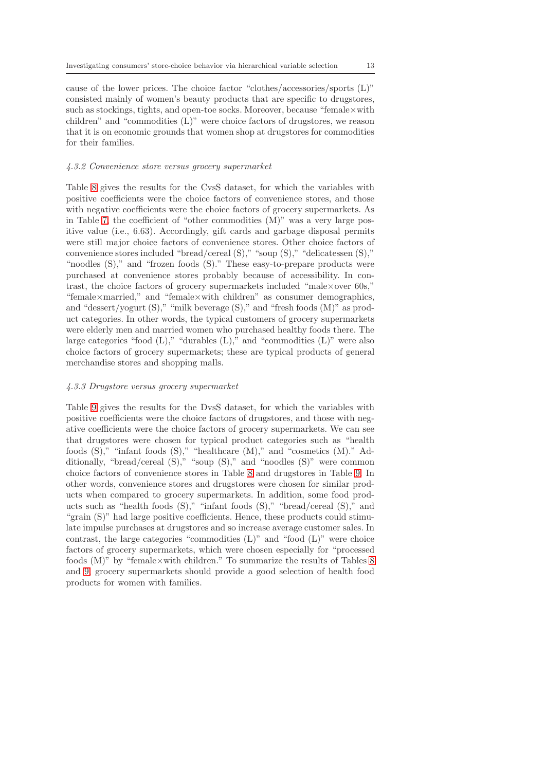cause of the lower prices. The choice factor "clothes/accessories/sports (L)" consisted mainly of women's beauty products that are specific to drugstores, such as stockings, tights, and open-toe socks. Moreover, because "female×with children" and "commodities (L)" were choice factors of drugstores, we reason that it is on economic grounds that women shop at drugstores for commodities for their families.

#### *4.3.2 Convenience store versus grocery supermarket*

Table 8 gives the results for the CvsS dataset, for which the variables with positive coefficients were the choice factors of convenience stores, and those with negative coefficients were the choice factors of grocery supermarkets. As in Table 7, the coefficient of "other commodities (M)" was a very large positive value (i.e., 6.63). Accordingly, gift cards and garbage disposal permits were still major choice factors of convenience stores. Other choice factors of convenience stores included "bread/cereal (S)," "soup (S)," "delicatessen (S)," "noodles (S)," and "frozen foods (S)." These easy-to-prepare products were purchased at convenience stores probably because of accessibility. In contrast, the choice factors of grocery supermarkets included "male×over 60s," "female×married," and "female×with children" as consumer demographics, and "dessert/yogurt (S)," "milk beverage (S)," and "fresh foods (M)" as product categories. In other words, the typical customers of grocery supermarkets were elderly men and married women who purchased healthy foods there. The large categories "food (L)," "durables (L)," and "commodities (L)" were also choice factors of grocery supermarkets; these are typical products of general merchandise stores and shopping malls.

#### *4.3.3 Drugstore versus grocery supermarket*

Table 9 gives the results for the DvsS dataset, for which the variables with positive coefficients were the choice factors of drugstores, and those with negative coefficients were the choice factors of grocery supermarkets. We can see that drugstores were chosen for typical product categories such as "health foods (S)," "infant foods (S)," "healthcare (M)," and "cosmetics (M)." Additionally, "bread/cereal (S)," "soup (S)," and "noodles (S)" were common choice factors of convenience stores in Table 8 and drugstores in Table 9. In other words, convenience stores and drugstores were chosen for similar products when compared to grocery supermarkets. In addition, some food products such as "health foods (S)," "infant foods (S)," "bread/cereal (S)," and "grain (S)" had large positive coefficients. Hence, these products could stimulate impulse purchases at drugstores and so increase average customer sales. In contrast, the large categories "commodities (L)" and "food (L)" were choice factors of grocery supermarkets, which were chosen especially for "processed foods (M)" by "female×with children." To summarize the results of Tables 8 and 9, grocery supermarkets should provide a good selection of health food products for women with families.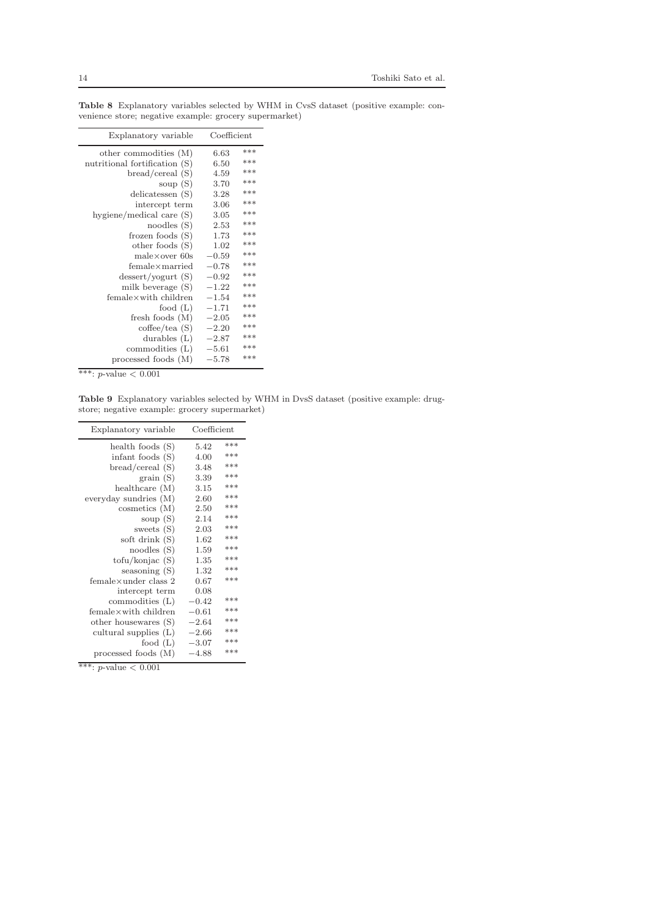**Table 8** Explanatory variables selected by WHM in CvsS dataset (positive example: convenience store; negative example: grocery supermarket)

| Explanatory variable | Coefficient | |
|---|---|---|
| other commodities (M) | 6.63 | *** |
| nutritional fortification (S) | 6.50 | *** |
| bread/cereal (S) | 4.59 | *** |
| soup (S) | 3.70 | *** |
| delicatessen (S) | 3.28 | *** |
| intercept term | 3.06 | *** |
| hygiene/medical care (S) | 3.05 | *** |
| noodles (S) | 2.53 | *** |
| frozen foods (S) | 1.73 | *** |
| other foods (S) | 1.02 | *** |
| male×over 60s | −0.59 | *** |
| female×married | −0.78 | *** |
| dessert/yogurt (S) | −0.92 | *** |
| milk beverage (S) | −1.22 | *** |
| female×with children | −1.54 | *** |
| food (L) | −1.71 | *** |
| fresh foods (M) | −2.05 | *** |
| coffee/tea (S) | −2.20 | *** |
| durables (L) | −2.87 | *** |
| commodities (L) | −5.61 | *** |
| processed foods (M) | −5.78 | *** |

***: $p$-value $< 0.001$

**Table 9** Explanatory variables selected by WHM in DvsS dataset (positive example: drugstore; negative example: grocery supermarket)

| Explanatory variable | Coefficient | |
|---|---|---|
| health foods (S) | 5.42 | *** |
| infant foods (S) | 4.00 | *** |
| bread/cereal (S) | 3.48 | *** |
| grain (S) | 3.39 | *** |
| healthcare (M) | 3.15 | *** |
| everyday sundries (M) | 2.60 | *** |
| cosmetics (M) | 2.50 | *** |
| soup (S) | 2.14 | *** |
| sweets (S) | 2.03 | *** |
| soft drink (S) | 1.62 | *** |
| noodles (S) | 1.59 | *** |
| tofu/konjac (S) | 1.35 | *** |
| seasoning (S) | 1.32 | *** |
| female×under class 2 | 0.67 | *** |
| intercept term | 0.08 | |
| commodities (L) | −0.42 | *** |
| female×with children | −0.61 | *** |
| other housewares (S) | −2.64 | *** |
| cultural supplies (L) | −2.66 | *** |
| food (L) | −3.07 | *** |
| processed foods (M) | −4.88 | *** |

***: $p$-value $< 0.001$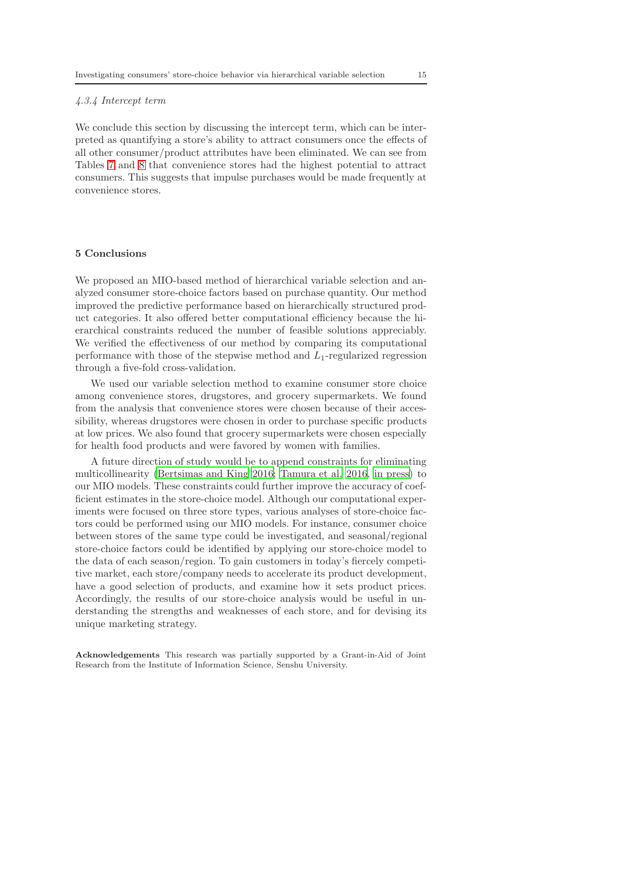#### 4.3.4 Intercept term

We conclude this section by discussing the intercept term, which can be interpreted as quantifying a store's ability to attract consumers once the effects of all other consumer/product attributes have been eliminated. We can see from Tables 7 and 8 that convenience stores had the highest potential to attract consumers. This suggests that impulse purchases would be made frequently at convenience stores.

## 5 Conclusions

We proposed an MIO-based method of hierarchical variable selection and analyzed consumer store-choice factors based on purchase quantity. Our method improved the predictive performance based on hierarchically structured product categories. It also offered better computational efficiency because the hierarchical constraints reduced the number of feasible solutions appreciably. We verified the effectiveness of our method by comparing its computational performance with those of the stepwise method and $L_1$-regularized regression through a five-fold cross-validation.

We used our variable selection method to examine consumer store choice among convenience stores, drugstores, and grocery supermarkets. We found from the analysis that convenience stores were chosen because of their accessibility, whereas drugstores were chosen in order to purchase specific products at low prices. We also found that grocery supermarkets were chosen especially for health food products and were favored by women with families.

A future direction of study would be to append constraints for eliminating multicollinearity (Bertsimas and King 2016; Tamura et al. 2016, in press) to our MIO models. These constraints could further improve the accuracy of coefficient estimates in the store-choice model. Although our computational experiments were focused on three store types, various analyses of store-choice factors could be performed using our MIO models. For instance, consumer choice between stores of the same type could be investigated, and seasonal/regional store-choice factors could be identified by applying our store-choice model to the data of each season/region. To gain customers in today's fiercely competitive market, each store/company needs to accelerate its product development, have a good selection of products, and examine how it sets product prices. Accordingly, the results of our store-choice analysis would be useful in understanding the strengths and weaknesses of each store, and for devising its unique marketing strategy.

**Acknowledgements** This research was partially supported by a Grant-in-Aid of Joint Research from the Institute of Information Science, Senshu University.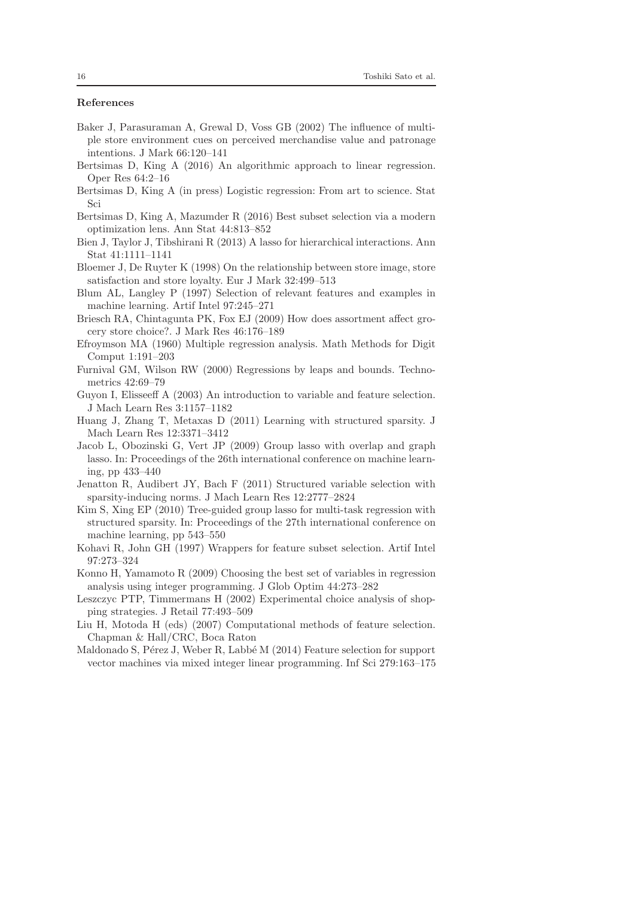## References

- Baker J, Parasuraman A, Grewal D, Voss GB (2002) The influence of multiple store environment cues on perceived merchandise value and patronage intentions. J Mark 66:120–141
- Bertsimas D, King A (2016) An algorithmic approach to linear regression. Oper Res 64:2–16
- Bertsimas D, King A (in press) Logistic regression: From art to science. Stat Sci
- Bertsimas D, King A, Mazumder R (2016) Best subset selection via a modern optimization lens. Ann Stat 44:813–852
- Bien J, Taylor J, Tibshirani R (2013) A lasso for hierarchical interactions. Ann Stat 41:1111–1141
- Bloemer J, De Ruyter K (1998) On the relationship between store image, store satisfaction and store loyalty. Eur J Mark 32:499–513
- Blum AL, Langley P (1997) Selection of relevant features and examples in machine learning. Artif Intel 97:245–271
- Briesch RA, Chintagunta PK, Fox EJ (2009) How does assortment affect grocery store choice?. J Mark Res 46:176–189
- Efroymson MA (1960) Multiple regression analysis. Math Methods for Digit Comput 1:191–203
- Furnival GM, Wilson RW (2000) Regressions by leaps and bounds. Technometrics 42:69–79
- Guyon I, Elisseeff A (2003) An introduction to variable and feature selection. J Mach Learn Res 3:1157–1182
- Huang J, Zhang T, Metaxas D (2011) Learning with structured sparsity. J Mach Learn Res 12:3371–3412
- Jacob L, Obozinski G, Vert JP (2009) Group lasso with overlap and graph lasso. In: Proceedings of the 26th international conference on machine learning, pp 433–440
- Jenatton R, Audibert JY, Bach F (2011) Structured variable selection with sparsity-inducing norms. J Mach Learn Res 12:2777–2824
- Kim S, Xing EP (2010) Tree-guided group lasso for multi-task regression with structured sparsity. In: Proceedings of the 27th international conference on machine learning, pp 543–550
- Kohavi R, John GH (1997) Wrappers for feature subset selection. Artif Intel 97:273–324
- Konno H, Yamamoto R (2009) Choosing the best set of variables in regression analysis using integer programming. J Glob Optim 44:273–282
- Leszczyc PTP, Timmermans H (2002) Experimental choice analysis of shopping strategies. J Retail 77:493–509
- Liu H, Motoda H (eds) (2007) Computational methods of feature selection. Chapman & Hall/CRC, Boca Raton
- Maldonado S, Pérez J, Weber R, Labbé M (2014) Feature selection for support vector machines via mixed integer linear programming. Inf Sci 279:163–175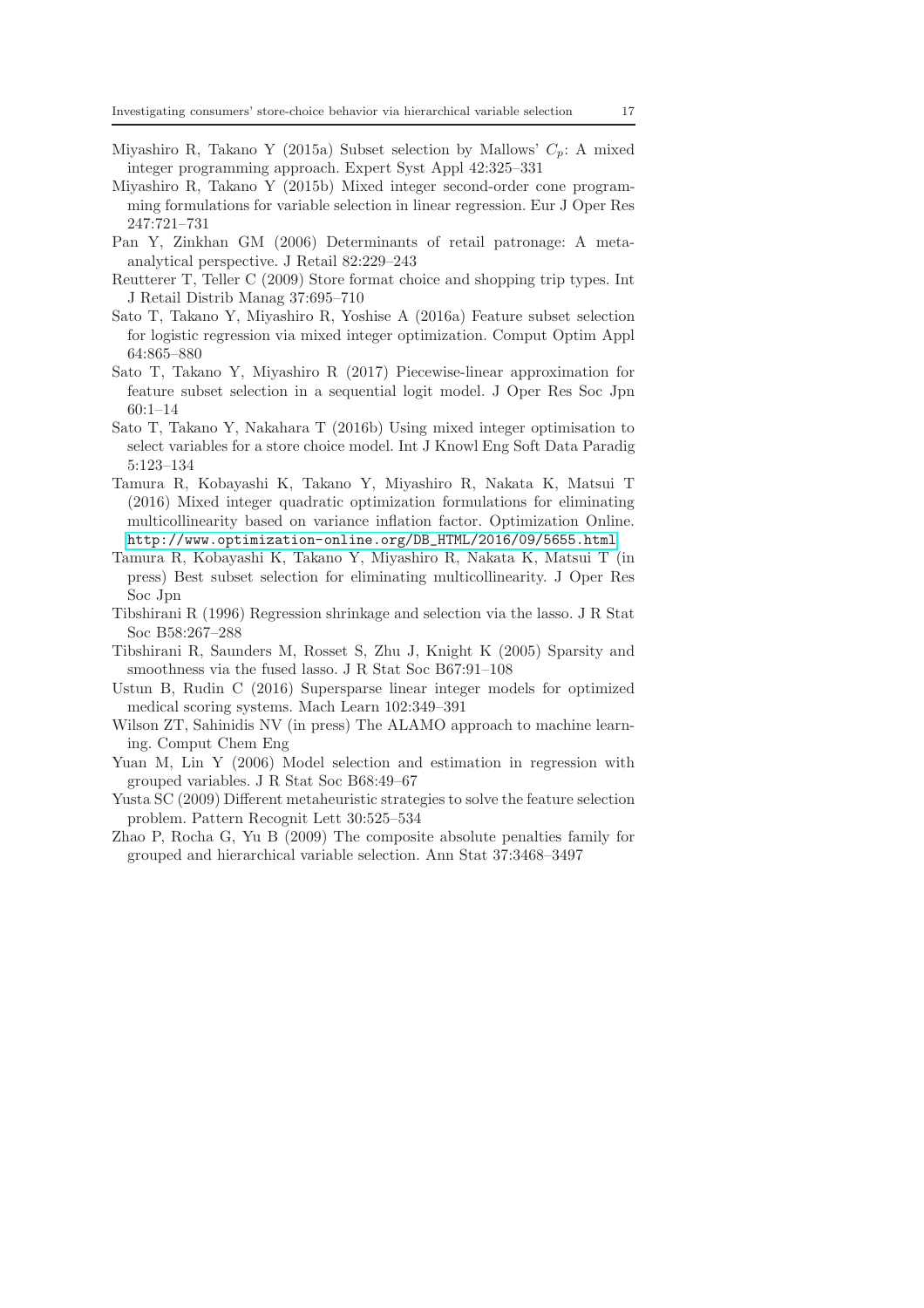Miyashiro R, Takano Y (2015a) Subset selection by Mallows' $C_p$: A mixed integer programming approach. Expert Syst Appl 42:325–331

Miyashiro R, Takano Y (2015b) Mixed integer second-order cone programming formulations for variable selection in linear regression. Eur J Oper Res 247:721–731

Pan Y, Zinkhan GM (2006) Determinants of retail patronage: A meta-analytical perspective. J Retail 82:229–243

Reutterer T, Teller C (2009) Store format choice and shopping trip types. Int J Retail Distrib Manag 37:695–710

Sato T, Takano Y, Miyashiro R, Yoshise A (2016a) Feature subset selection for logistic regression via mixed integer optimization. Comput Optim Appl 64:865–880

Sato T, Takano Y, Miyashiro R (2017) Piecewise-linear approximation for feature subset selection in a sequential logit model. J Oper Res Soc Jpn 60:1–14

Sato T, Takano Y, Nakahara T (2016b) Using mixed integer optimisation to select variables for a store choice model. Int J Knowl Eng Soft Data Paradig 5:123–134

Tamura R, Kobayashi K, Takano Y, Miyashiro R, Nakata K, Matsui T (2016) Mixed integer quadratic optimization formulations for eliminating multicollinearity based on variance inflation factor. Optimization Online. http://www.optimization-online.org/DB_HTML/2016/09/5655.html

Tamura R, Kobayashi K, Takano Y, Miyashiro R, Nakata K, Matsui T (in press) Best subset selection for eliminating multicollinearity. J Oper Res Soc Jpn

Tibshirani R (1996) Regression shrinkage and selection via the lasso. J R Stat Soc B58:267–288

Tibshirani R, Saunders M, Rosset S, Zhu J, Knight K (2005) Sparsity and smoothness via the fused lasso. J R Stat Soc B67:91–108

Ustun B, Rudin C (2016) Supersparse linear integer models for optimized medical scoring systems. Mach Learn 102:349–391

Wilson ZT, Sahinidis NV (in press) The ALAMO approach to machine learning. Comput Chem Eng

Yuan M, Lin Y (2006) Model selection and estimation in regression with grouped variables. J R Stat Soc B68:49–67

Yusta SC (2009) Different metaheuristic strategies to solve the feature selection problem. Pattern Recognit Lett 30:525–534

Zhao P, Rocha G, Yu B (2009) The composite absolute penalties family for grouped and hierarchical variable selection. Ann Stat 37:3468–3497